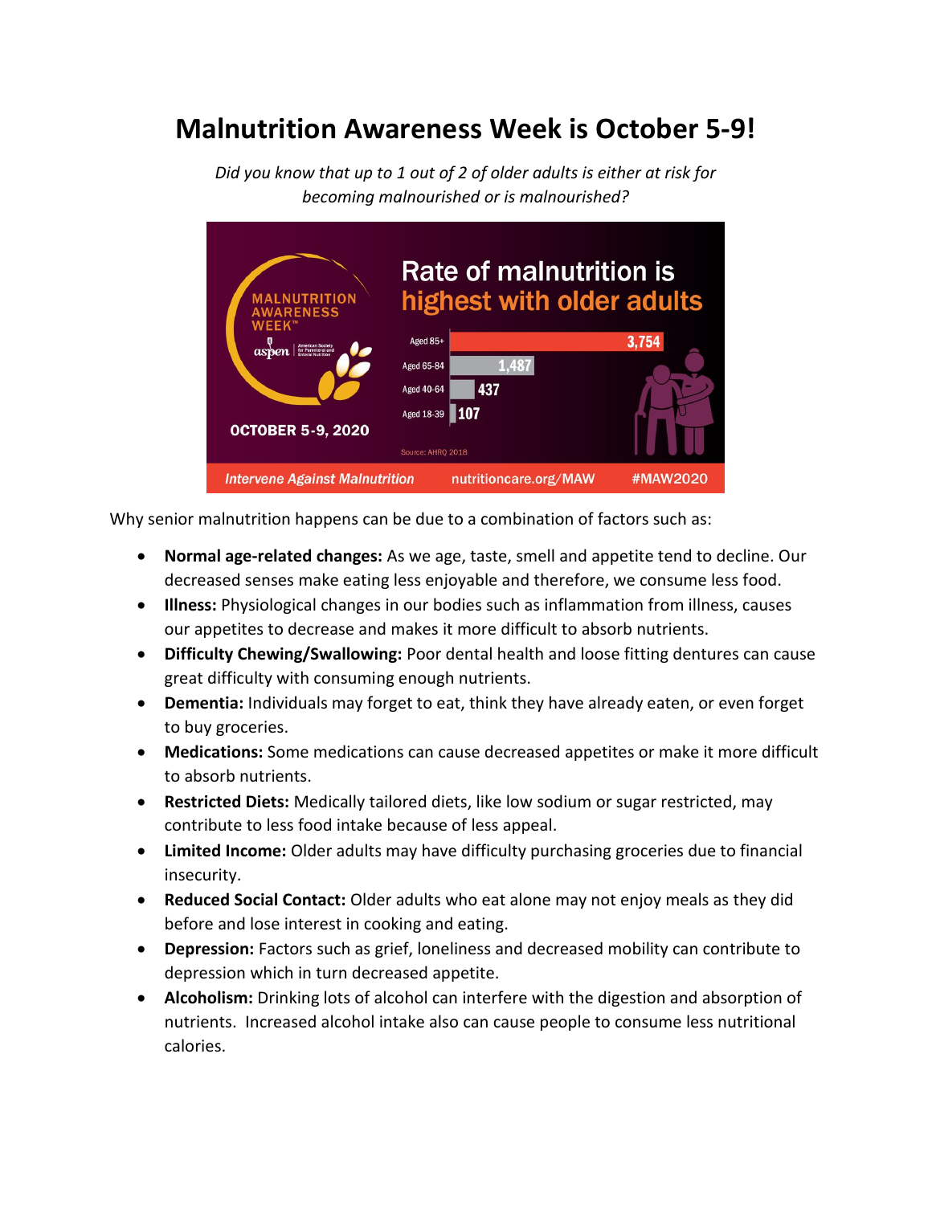# Malnutrition Awareness Week is October 5-9!

*Did you know that up to 1 out of 2 of older adults is either at risk for becoming malnourished or is malnourished?*

MALNUTRITION AWARENESS WEEK™

aspen American Society for Parenteral and Enteral Nutrition

OCTOBER 5-9, 2020

Rate of malnutrition is highest with older adults

| Age group | Rate |
| --- | --- |
| Aged 85+ | 3,754 |
| Aged 65-84 | 1,487 |
| Aged 40-64 | 437 |
| Aged 18-39 | 107 |

Source: AHRQ 2018

*Intervene Against Malnutrition* nutritioncare.org/MAW #MAW2020

Why senior malnutrition happens can be due to a combination of factors such as:

- **Normal age-related changes:** As we age, taste, smell and appetite tend to decline. Our decreased senses make eating less enjoyable and therefore, we consume less food.
- **Illness:** Physiological changes in our bodies such as inflammation from illness, causes our appetites to decrease and makes it more difficult to absorb nutrients.
- **Difficulty Chewing/Swallowing:** Poor dental health and loose fitting dentures can cause great difficulty with consuming enough nutrients.
- **Dementia:** Individuals may forget to eat, think they have already eaten, or even forget to buy groceries.
- **Medications:** Some medications can cause decreased appetites or make it more difficult to absorb nutrients.
- **Restricted Diets:** Medically tailored diets, like low sodium or sugar restricted, may contribute to less food intake because of less appeal.
- **Limited Income:** Older adults may have difficulty purchasing groceries due to financial insecurity.
- **Reduced Social Contact:** Older adults who eat alone may not enjoy meals as they did before and lose interest in cooking and eating.
- **Depression:** Factors such as grief, loneliness and decreased mobility can contribute to depression which in turn decreased appetite.
- **Alcoholism:** Drinking lots of alcohol can interfere with the digestion and absorption of nutrients. Increased alcohol intake also can cause people to consume less nutritional calories.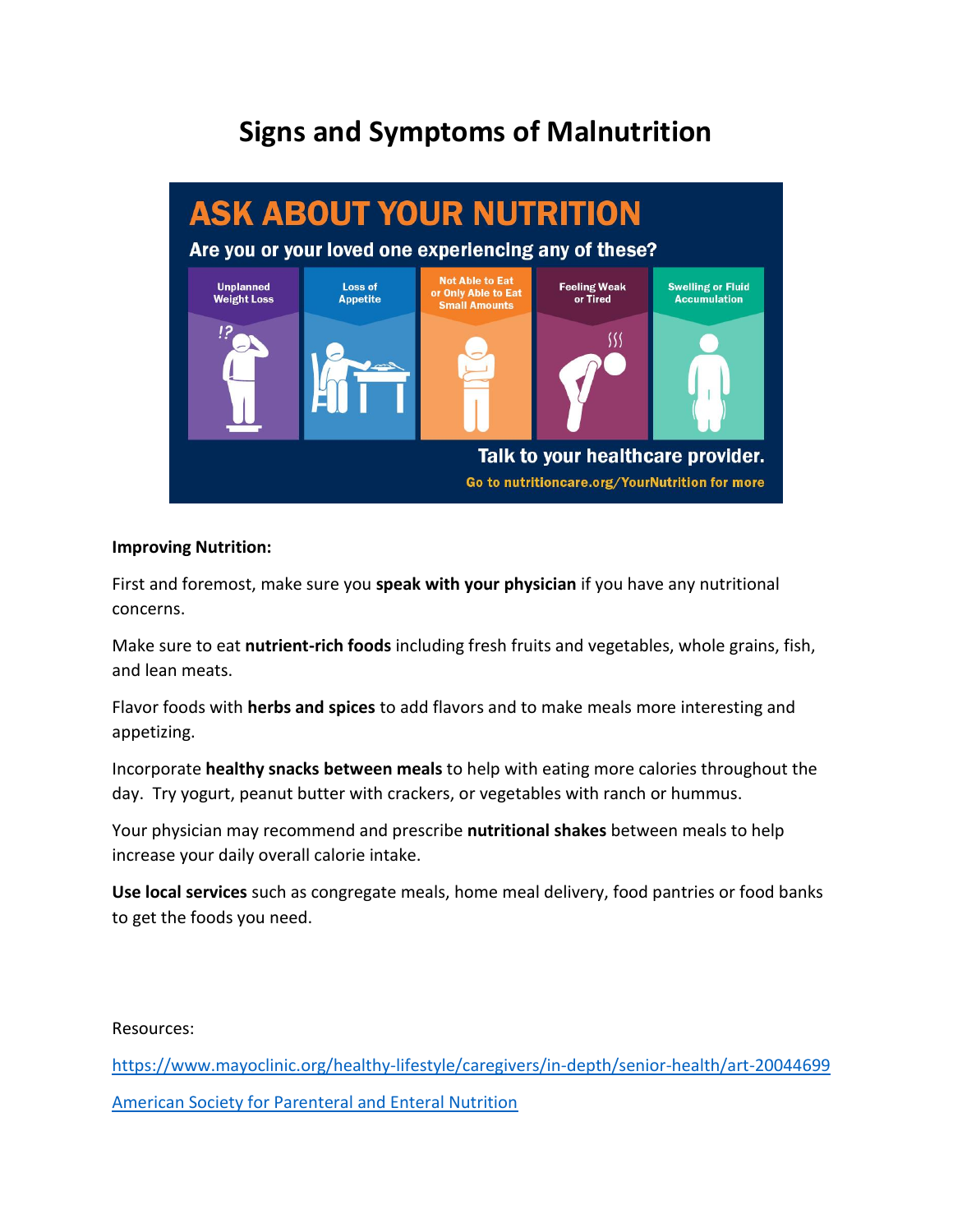# Signs and Symptoms of Malnutrition

ASK ABOUT YOUR NUTRITION

Are you or your loved one experiencing any of these?

Unplanned Weight Loss

Loss of Appetite

Not Able to Eat or Only Able to Eat Small Amounts

Feeling Weak or Tired

Swelling or Fluid Accumulation

Talk to your healthcare provider.

Go to nutritioncare.org/YourNutrition for more

**Improving Nutrition:**

First and foremost, make sure you **speak with your physician** if you have any nutritional concerns.

Make sure to eat **nutrient-rich foods** including fresh fruits and vegetables, whole grains, fish, and lean meats.

Flavor foods with **herbs and spices** to add flavors and to make meals more interesting and appetizing.

Incorporate **healthy snacks between meals** to help with eating more calories throughout the day. Try yogurt, peanut butter with crackers, or vegetables with ranch or hummus.

Your physician may recommend and prescribe **nutritional shakes** between meals to help increase your daily overall calorie intake.

**Use local services** such as congregate meals, home meal delivery, food pantries or food banks to get the foods you need.

Resources:

https://www.mayoclinic.org/healthy-lifestyle/caregivers/in-depth/senior-health/art-20044699

American Society for Parenteral and Enteral Nutrition